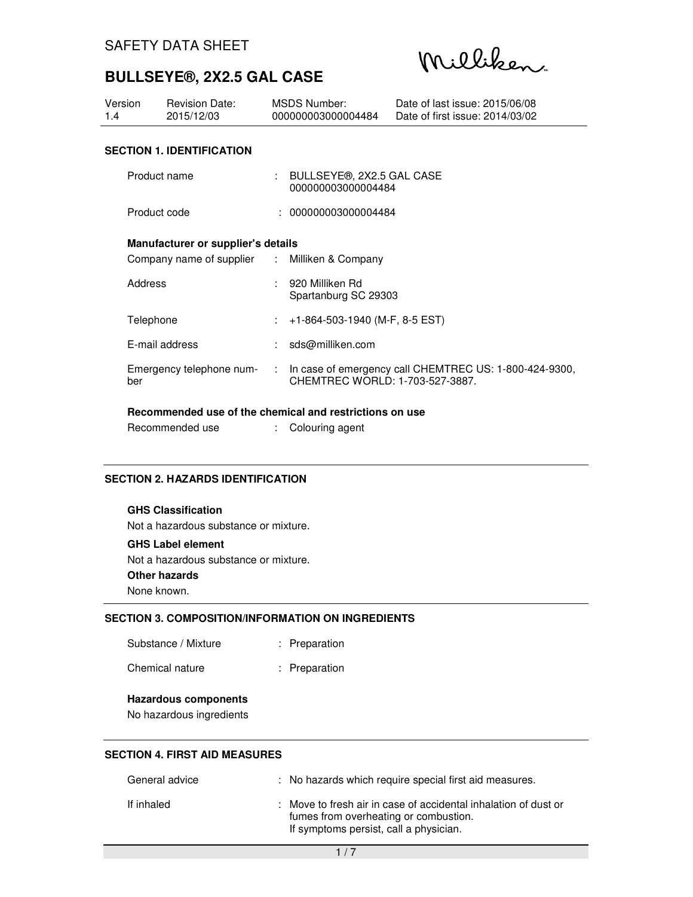SAFETY DATA SHEET

# BULLSEYE®, 2X2.5 GAL CASE

| Version | Revision Date: | MSDS Number: | Date of last issue: 2015/06/08 |
|---|---|---|---|
| 1.4 | 2015/12/03 | 000000003000004484 | Date of first issue: 2014/03/02 |

## SECTION 1. IDENTIFICATION

Product name : BULLSEYE®, 2X2.5 GAL CASE
000000003000004484

Product code : 000000003000004484

**Manufacturer or supplier's details**

Company name of supplier : Milliken & Company

Address : 920 Milliken Rd
Spartanburg SC 29303

Telephone : +1-864-503-1940 (M-F, 8-5 EST)

E-mail address : sds@milliken.com

Emergency telephone number : In case of emergency call CHEMTREC US: 1-800-424-9300, CHEMTREC WORLD: 1-703-527-3887.

**Recommended use of the chemical and restrictions on use**

Recommended use : Colouring agent

## SECTION 2. HAZARDS IDENTIFICATION

**GHS Classification**

Not a hazardous substance or mixture.

**GHS Label element**

Not a hazardous substance or mixture.

**Other hazards**

None known.

## SECTION 3. COMPOSITION/INFORMATION ON INGREDIENTS

Substance / Mixture : Preparation

Chemical nature : Preparation

**Hazardous components**

No hazardous ingredients

## SECTION 4. FIRST AID MEASURES

General advice : No hazards which require special first aid measures.

If inhaled : Move to fresh air in case of accidental inhalation of dust or fumes from overheating or combustion.
If symptoms persist, call a physician.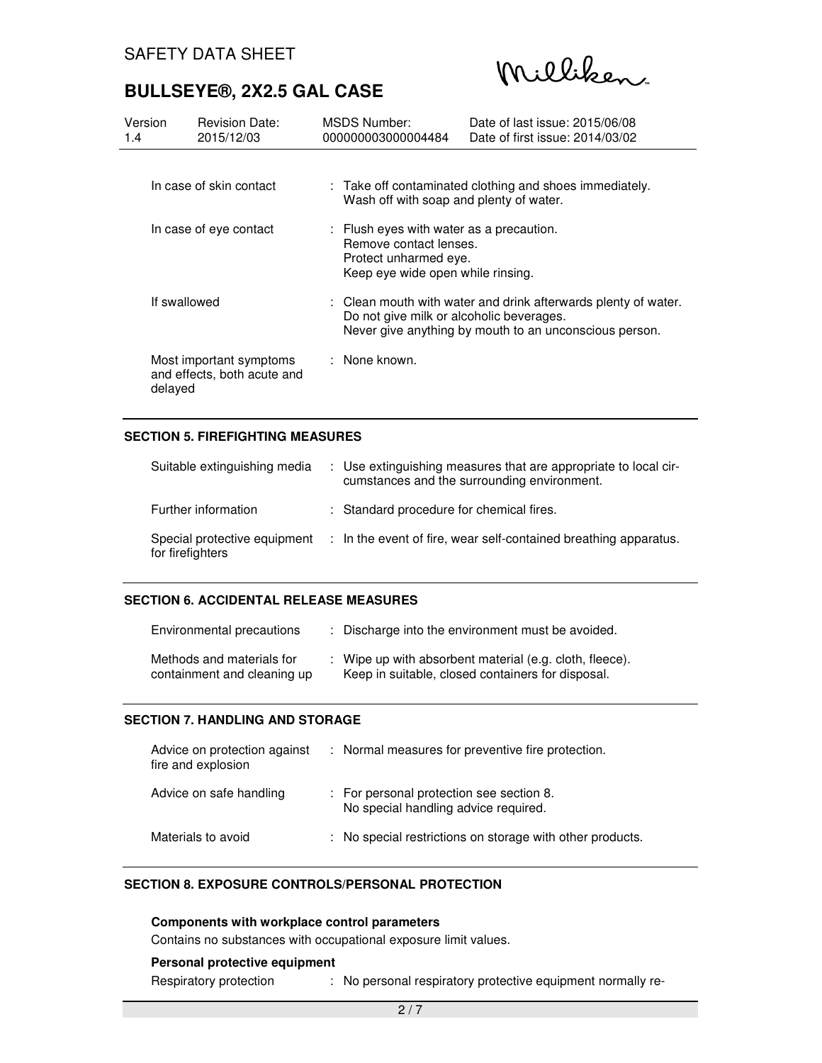| | |
|---|---|
| In case of skin contact | : Take off contaminated clothing and shoes immediately. Wash off with soap and plenty of water. |
| In case of eye contact | : Flush eyes with water as a precaution. Remove contact lenses. Protect unharmed eye. Keep eye wide open while rinsing. |
| If swallowed | : Clean mouth with water and drink afterwards plenty of water. Do not give milk or alcoholic beverages. Never give anything by mouth to an unconscious person. |
| Most important symptoms and effects, both acute and delayed | : None known. |

## SECTION 5. FIREFIGHTING MEASURES

| | |
|---|---|
| Suitable extinguishing media | : Use extinguishing measures that are appropriate to local circumstances and the surrounding environment. |
| Further information | : Standard procedure for chemical fires. |
| Special protective equipment for firefighters | : In the event of fire, wear self-contained breathing apparatus. |

## SECTION 6. ACCIDENTAL RELEASE MEASURES

| | |
|---|---|
| Environmental precautions | : Discharge into the environment must be avoided. |
| Methods and materials for containment and cleaning up | : Wipe up with absorbent material (e.g. cloth, fleece). Keep in suitable, closed containers for disposal. |

## SECTION 7. HANDLING AND STORAGE

| | |
|---|---|
| Advice on protection against fire and explosion | : Normal measures for preventive fire protection. |
| Advice on safe handling | : For personal protection see section 8. No special handling advice required. |
| Materials to avoid | : No special restrictions on storage with other products. |

## SECTION 8. EXPOSURE CONTROLS/PERSONAL PROTECTION

**Components with workplace control parameters**

Contains no substances with occupational exposure limit values.

**Personal protective equipment**

| | |
|---|---|
| Respiratory protection | : No personal respiratory protective equipment normally re- |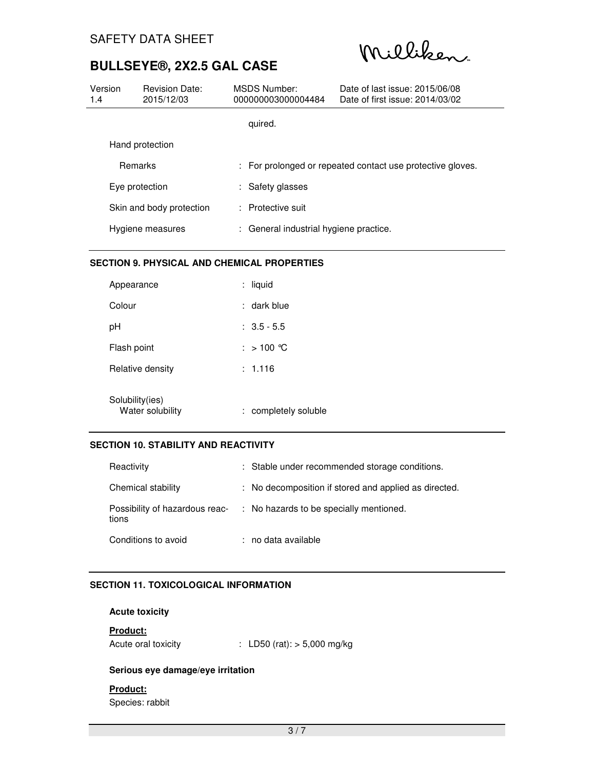quired.

Hand protection

| | |
|---|---|
| Remarks | : For prolonged or repeated contact use protective gloves. |
| Eye protection | : Safety glasses |
| Skin and body protection | : Protective suit |
| Hygiene measures | : General industrial hygiene practice. |

## SECTION 9. PHYSICAL AND CHEMICAL PROPERTIES

| | |
|---|---|
| Appearance | : liquid |
| Colour | : dark blue |
| pH | : 3.5 - 5.5 |
| Flash point | : > 100 °C |
| Relative density | : 1.116 |
| Solubility(ies) Water solubility | : completely soluble |

## SECTION 10. STABILITY AND REACTIVITY

| | |
|---|---|
| Reactivity | : Stable under recommended storage conditions. |
| Chemical stability | : No decomposition if stored and applied as directed. |
| Possibility of hazardous reactions | : No hazards to be specially mentioned. |
| Conditions to avoid | : no data available |

## SECTION 11. TOXICOLOGICAL INFORMATION

**Acute toxicity**

**Product:**

Acute oral toxicity : LD50 (rat): > 5,000 mg/kg

**Serious eye damage/eye irritation**

**Product:**

Species: rabbit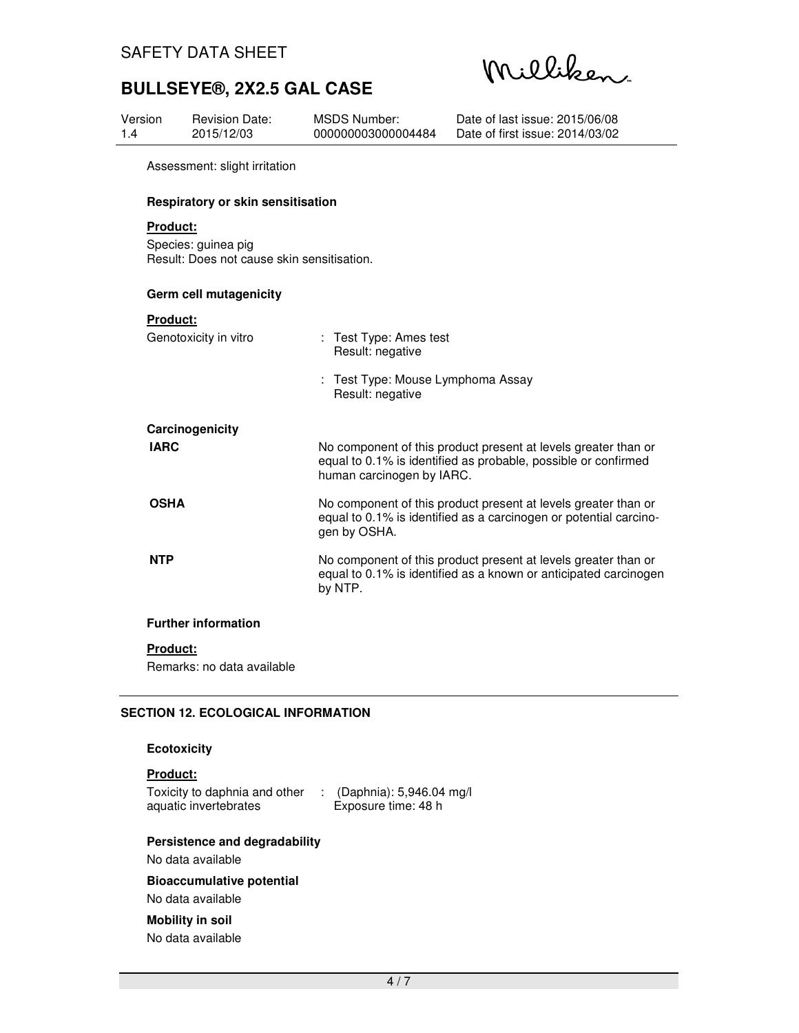Assessment: slight irritation

**Respiratory or skin sensitisation**

**Product:**

Species: guinea pig
Result: Does not cause skin sensitisation.

**Germ cell mutagenicity**

**Product:**

Genotoxicity in vitro : Test Type: Ames test
Result: negative

: Test Type: Mouse Lymphoma Assay
Result: negative

**Carcinogenicity**

**IARC** No component of this product present at levels greater than or equal to 0.1% is identified as probable, possible or confirmed human carcinogen by IARC.

**OSHA** No component of this product present at levels greater than or equal to 0.1% is identified as a carcinogen or potential carcinogen by OSHA.

**NTP** No component of this product present at levels greater than or equal to 0.1% is identified as a known or anticipated carcinogen by NTP.

**Further information**

**Product:**

Remarks: no data available

## SECTION 12. ECOLOGICAL INFORMATION

**Ecotoxicity**

**Product:**

Toxicity to daphnia and other aquatic invertebrates : (Daphnia): 5,946.04 mg/l
Exposure time: 48 h

**Persistence and degradability**

No data available

**Bioaccumulative potential**

No data available

**Mobility in soil**

No data available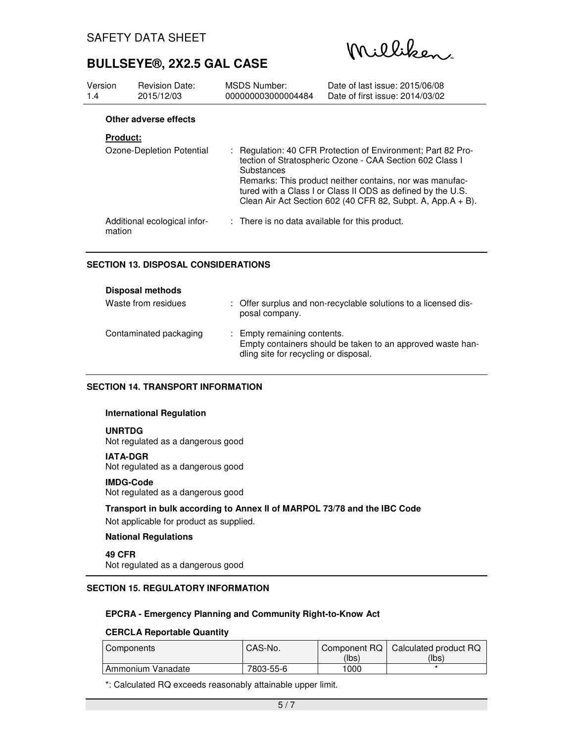**Other adverse effects**

**Product:**

Ozone-Depletion Potential : Regulation: 40 CFR Protection of Environment; Part 82 Protection of Stratospheric Ozone - CAA Section 602 Class I Substances
Remarks: This product neither contains, nor was manufactured with a Class I or Class II ODS as defined by the U.S. Clean Air Act Section 602 (40 CFR 82, Subpt. A, App.A + B).

Additional ecological information : There is no data available for this product.

## SECTION 13. DISPOSAL CONSIDERATIONS

**Disposal methods**

Waste from residues : Offer surplus and non-recyclable solutions to a licensed disposal company.

Contaminated packaging : Empty remaining contents.
Empty containers should be taken to an approved waste handling site for recycling or disposal.

## SECTION 14. TRANSPORT INFORMATION

**International Regulation**

**UNRTDG**
Not regulated as a dangerous good

**IATA-DGR**
Not regulated as a dangerous good

**IMDG-Code**
Not regulated as a dangerous good

**Transport in bulk according to Annex II of MARPOL 73/78 and the IBC Code**
Not applicable for product as supplied.

**National Regulations**

**49 CFR**
Not regulated as a dangerous good

## SECTION 15. REGULATORY INFORMATION

**EPCRA - Emergency Planning and Community Right-to-Know Act**

**CERCLA Reportable Quantity**

| Components | CAS-No. | Component RQ (lbs) | Calculated product RQ (lbs) |
|---|---|---|---|
| Ammonium Vanadate | 7803-55-6 | 1000 | * |

*: Calculated RQ exceeds reasonably attainable upper limit.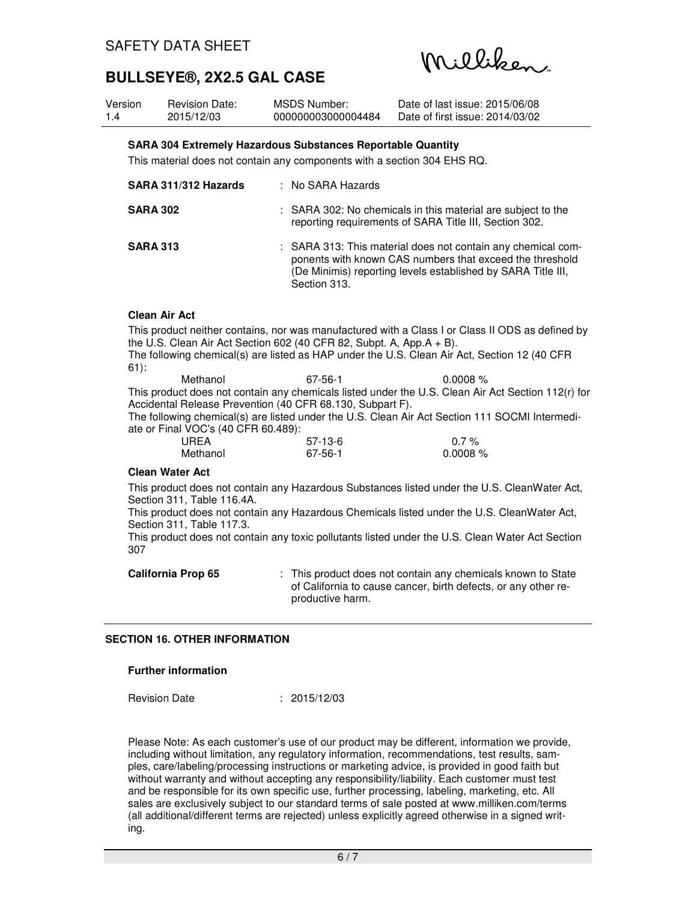**SARA 304 Extremely Hazardous Substances Reportable Quantity**

This material does not contain any components with a section 304 EHS RQ.

| | |
|---|---|
| **SARA 311/312 Hazards** | : No SARA Hazards |
| **SARA 302** | : SARA 302: No chemicals in this material are subject to the reporting requirements of SARA Title III, Section 302. |
| **SARA 313** | : SARA 313: This material does not contain any chemical components with known CAS numbers that exceed the threshold (De Minimis) reporting levels established by SARA Title III, Section 313. |

**Clean Air Act**

This product neither contains, nor was manufactured with a Class I or Class II ODS as defined by the U.S. Clean Air Act Section 602 (40 CFR 82, Subpt. A, App.A + B).

The following chemical(s) are listed as HAP under the U.S. Clean Air Act, Section 12 (40 CFR 61):

| | | |
|---|---|---|
| Methanol | 67-56-1 | 0.0008 % |

This product does not contain any chemicals listed under the U.S. Clean Air Act Section 112(r) for Accidental Release Prevention (40 CFR 68.130, Subpart F).

The following chemical(s) are listed under the U.S. Clean Air Act Section 111 SOCMI Intermediate or Final VOC's (40 CFR 60.489):

| | | |
|---|---|---|
| UREA | 57-13-6 | 0.7 % |
| Methanol | 67-56-1 | 0.0008 % |

**Clean Water Act**

This product does not contain any Hazardous Substances listed under the U.S. CleanWater Act, Section 311, Table 116.4A.

This product does not contain any Hazardous Chemicals listed under the U.S. CleanWater Act, Section 311, Table 117.3.

This product does not contain any toxic pollutants listed under the U.S. Clean Water Act Section 307

**California Prop 65** : This product does not contain any chemicals known to State of California to cause cancer, birth defects, or any other reproductive harm.

## SECTION 16. OTHER INFORMATION

**Further information**

Revision Date : 2015/12/03

Please Note: As each customer's use of our product may be different, information we provide, including without limitation, any regulatory information, recommendations, test results, samples, care/labeling/processing instructions or marketing advice, is provided in good faith but without warranty and without accepting any responsibility/liability. Each customer must test and be responsible for its own specific use, further processing, labeling, marketing, etc. All sales are exclusively subject to our standard terms of sale posted at www.milliken.com/terms (all additional/different terms are rejected) unless explicitly agreed otherwise in a signed writing.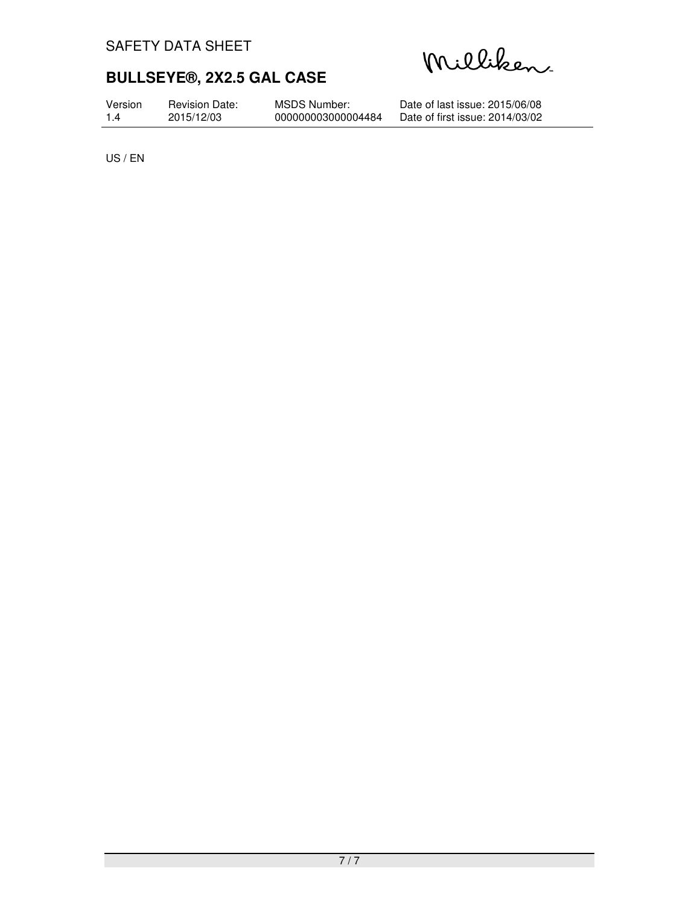US / EN